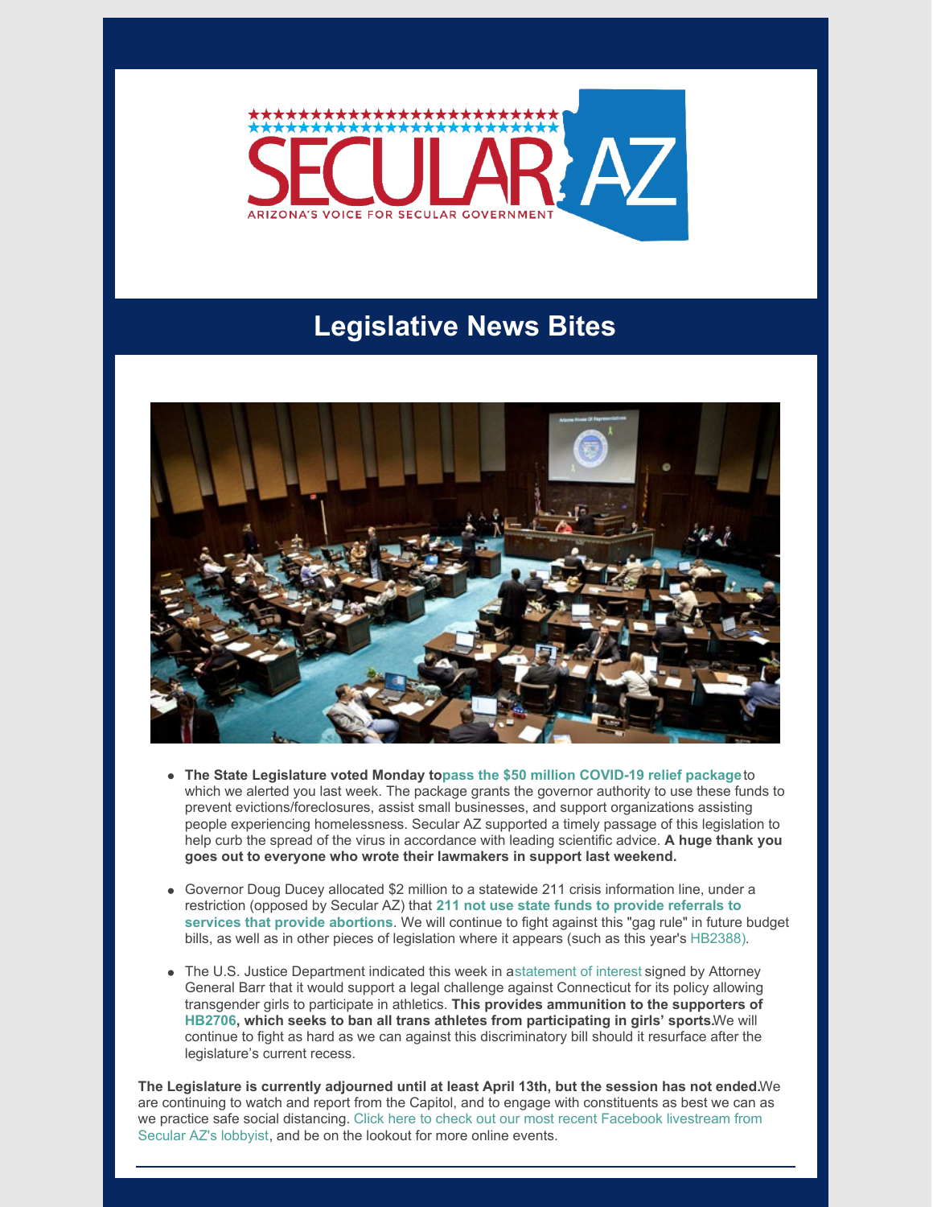# SECULAR AZ

ARIZONA'S VOICE FOR SECULAR GOVERNMENT

## Legislative News Bites

- **The State Legislature voted Monday to pass the $50 million COVID-19 relief package** to which we alerted you last week. The package grants the governor authority to use these funds to prevent evictions/foreclosures, assist small businesses, and support organizations assisting people experiencing homelessness. Secular AZ supported a timely passage of this legislation to help curb the spread of the virus in accordance with leading scientific advice. **A huge thank you goes out to everyone who wrote their lawmakers in support last weekend.**

- Governor Doug Ducey allocated $2 million to a statewide 211 crisis information line, under a restriction (opposed by Secular AZ) that **211 not use state funds to provide referrals to services that provide abortions**. We will continue to fight against this "gag rule" in future budget bills, as well as in other pieces of legislation where it appears (such as this year's HB2388).

- The U.S. Justice Department indicated this week in a statement of interest signed by Attorney General Barr that it would support a legal challenge against Connecticut for its policy allowing transgender girls to participate in athletics. **This provides ammunition to the supporters of HB2706, which seeks to ban all trans athletes from participating in girls' sports.** We will continue to fight as hard as we can against this discriminatory bill should it resurface after the legislature's current recess.

**The Legislature is currently adjourned until at least April 13th, but the session has not ended.** We are continuing to watch and report from the Capitol, and to engage with constituents as best we can as we practice safe social distancing. Click here to check out our most recent Facebook livestream from Secular AZ's lobbyist, and be on the lookout for more online events.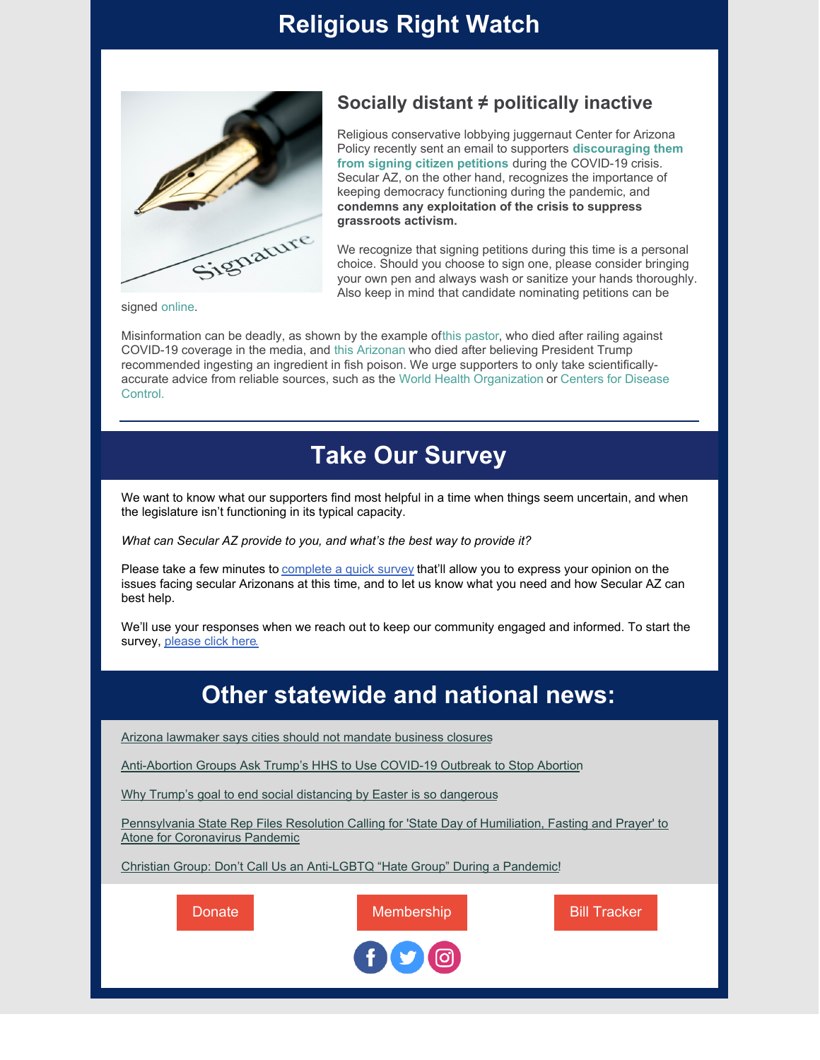# Religious Right Watch

## Socially distant ≠ politically inactive

Religious conservative lobbying juggernaut Center for Arizona Policy recently sent an email to supporters **discouraging them from signing citizen petitions** during the COVID-19 crisis. Secular AZ, on the other hand, recognizes the importance of keeping democracy functioning during the pandemic, and **condemns any exploitation of the crisis to suppress grassroots activism.**

We recognize that signing petitions during this time is a personal choice. Should you choose to sign one, please consider bringing your own pen and always wash or sanitize your hands thoroughly. Also keep in mind that candidate nominating petitions can be signed online.

Misinformation can be deadly, as shown by the example ofthis pastor, who died after railing against COVID-19 coverage in the media, and this Arizonan who died after believing President Trump recommended ingesting an ingredient in fish poison. We urge supporters to only take scientifically-accurate advice from reliable sources, such as the World Health Organization or Centers for Disease Control.

# Take Our Survey

We want to know what our supporters find most helpful in a time when things seem uncertain, and when the legislature isn't functioning in its typical capacity.

*What can Secular AZ provide to you, and what's the best way to provide it?*

Please take a few minutes to complete a quick survey that'll allow you to express your opinion on the issues facing secular Arizonans at this time, and to let us know what you need and how Secular AZ can best help.

We'll use your responses when we reach out to keep our community engaged and informed. To start the survey, please click here.

# Other statewide and national news:

Arizona lawmaker says cities should not mandate business closures

Anti-Abortion Groups Ask Trump's HHS to Use COVID-19 Outbreak to Stop Abortion

Why Trump's goal to end social distancing by Easter is so dangerous

Pennsylvania State Rep Files Resolution Calling for 'State Day of Humiliation, Fasting and Prayer' to Atone for Coronavirus Pandemic

Christian Group: Don't Call Us an Anti-LGBTQ "Hate Group" During a Pandemic!

Donate | Membership | Bill Tracker